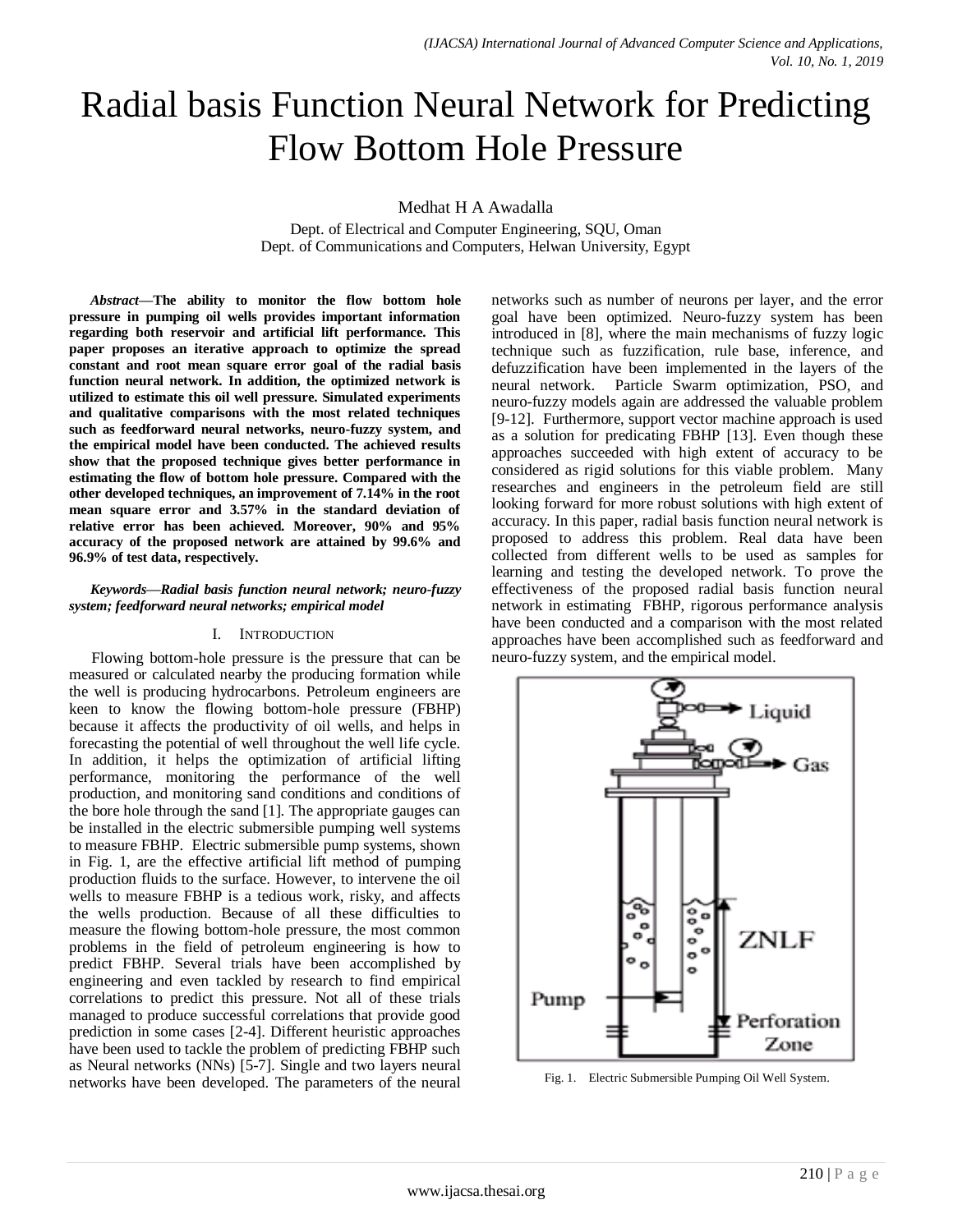# Radial basis Function Neural Network for Predicting Flow Bottom Hole Pressure

Medhat H A Awadalla

Dept. of Electrical and Computer Engineering, SQU, Oman
Dept. of Communications and Computers, Helwan University, Egypt

***Abstract*—The ability to monitor the flow bottom hole pressure in pumping oil wells provides important information regarding both reservoir and artificial lift performance. This paper proposes an iterative approach to optimize the spread constant and root mean square error goal of the radial basis function neural network. In addition, the optimized network is utilized to estimate this oil well pressure. Simulated experiments and qualitative comparisons with the most related techniques such as feedforward neural networks, neuro-fuzzy system, and the empirical model have been conducted. The achieved results show that the proposed technique gives better performance in estimating the flow of bottom hole pressure. Compared with the other developed techniques, an improvement of 7.14% in the root mean square error and 3.57% in the standard deviation of relative error has been achieved. Moreover, 90% and 95% accuracy of the proposed network are attained by 99.6% and 96.9% of test data, respectively.**

***Keywords*—*Radial basis function neural network; neuro-fuzzy system; feedforward neural networks; empirical model***

## I. Introduction

Flowing bottom-hole pressure is the pressure that can be measured or calculated nearby the producing formation while the well is producing hydrocarbons. Petroleum engineers are keen to know the flowing bottom-hole pressure (FBHP) because it affects the productivity of oil wells, and helps in forecasting the potential of well throughout the well life cycle. In addition, it helps the optimization of artificial lifting performance, monitoring the performance of the well production, and monitoring sand conditions and conditions of the bore hole through the sand [1]. The appropriate gauges can be installed in the electric submersible pumping well systems to measure FBHP. Electric submersible pump systems, shown in Fig. 1, are the effective artificial lift method of pumping production fluids to the surface. However, to intervene the oil wells to measure FBHP is a tedious work, risky, and affects the wells production. Because of all these difficulties to measure the flowing bottom-hole pressure, the most common problems in the field of petroleum engineering is how to predict FBHP. Several trials have been accomplished by engineering and even tackled by research to find empirical correlations to predict this pressure. Not all of these trials managed to produce successful correlations that provide good prediction in some cases [2-4]. Different heuristic approaches have been used to tackle the problem of predicting FBHP such as Neural networks (NNs) [5-7]. Single and two layers neural networks have been developed. The parameters of the neural networks such as number of neurons per layer, and the error goal have been optimized. Neuro-fuzzy system has been introduced in [8], where the main mechanisms of fuzzy logic technique such as fuzzification, rule base, inference, and defuzzification have been implemented in the layers of the neural network. Particle Swarm optimization, PSO, and neuro-fuzzy models again are addressed the valuable problem [9-12]. Furthermore, support vector machine approach is used as a solution for predicating FBHP [13]. Even though these approaches succeeded with high extent of accuracy to be considered as rigid solutions for this viable problem. Many researches and engineers in the petroleum field are still looking forward for more robust solutions with high extent of accuracy. In this paper, radial basis function neural network is proposed to address this problem. Real data have been collected from different wells to be used as samples for learning and testing the developed network. To prove the effectiveness of the proposed radial basis function neural network in estimating FBHP, rigorous performance analysis have been conducted and a comparison with the most related approaches have been accomplished such as feedforward and neuro-fuzzy system, and the empirical model.

Fig. 1. Electric Submersible Pumping Oil Well System.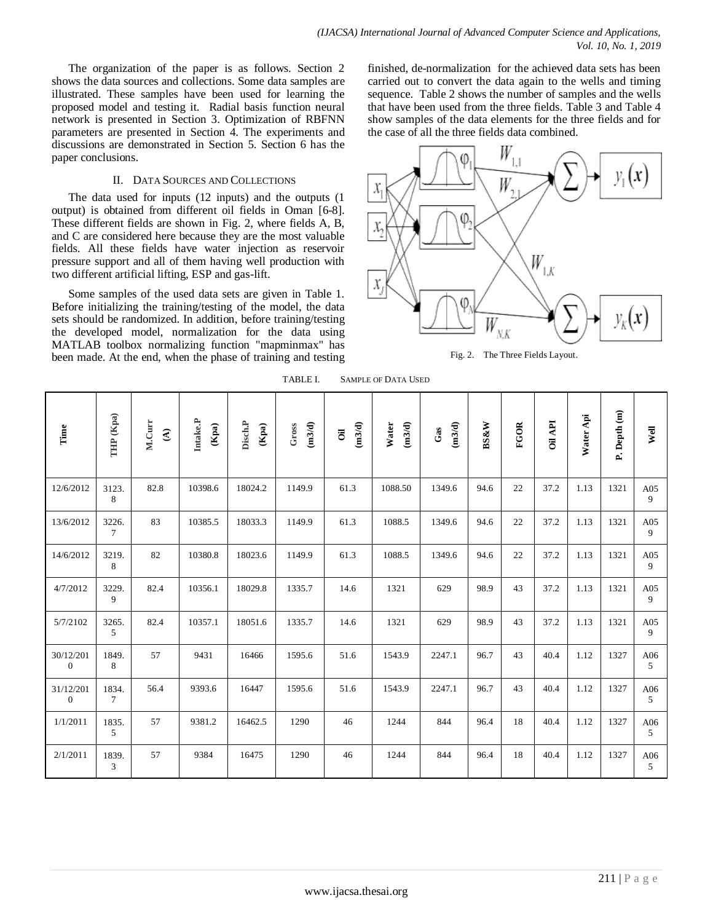The organization of the paper is as follows. Section 2 shows the data sources and collections. Some data samples are illustrated. These samples have been used for learning the proposed model and testing it. Radial basis function neural network is presented in Section 3. Optimization of RBFNN parameters are presented in Section 4. The experiments and discussions are demonstrated in Section 5. Section 6 has the paper conclusions.

## II. Data Sources and Collections

The data used for inputs (12 inputs) and the outputs (1 output) is obtained from different oil fields in Oman [6-8]. These different fields are shown in Fig. 2, where fields A, B, and C are considered here because they are the most valuable fields. All these fields have water injection as reservoir pressure support and all of them having well production with two different artificial lifting, ESP and gas-lift.

Some samples of the used data sets are given in Table 1. Before initializing the training/testing of the model, the data sets should be randomized. In addition, before training/testing the developed model, normalization for the data using MATLAB toolbox normalizing function "mapminmax" has been made. At the end, when the phase of training and testing finished, de-normalization for the achieved data sets has been carried out to convert the data again to the wells and timing sequence. Table 2 shows the number of samples and the wells that have been used from the three fields. Table 3 and Table 4 show samples of the data elements for the three fields and for the case of all the three fields data combined.

Fig. 2. The Three Fields Layout.

TABLE I. Sample of Data Used

| Time | THP (Kpa) | M.Curr (A) | Intake.P (Kpa) | Disch.P (Kpa) | Gross (m3/d) | Oil (m3/d) | Water (m3/d) | Gas (m3/d) | BS&W | FGOR | Oil API | Water Api | P. Depth (m) | Well |
|---|---|---|---|---|---|---|---|---|---|---|---|---|---|---|
| 12/6/2012 | 3123.8 | 82.8 | 10398.6 | 18024.2 | 1149.9 | 61.3 | 1088.50 | 1349.6 | 94.6 | 22 | 37.2 | 1.13 | 1321 | A059 |
| 13/6/2012 | 3226.7 | 83 | 10385.5 | 18033.3 | 1149.9 | 61.3 | 1088.5 | 1349.6 | 94.6 | 22 | 37.2 | 1.13 | 1321 | A059 |
| 14/6/2012 | 3219.8 | 82 | 10380.8 | 18023.6 | 1149.9 | 61.3 | 1088.5 | 1349.6 | 94.6 | 22 | 37.2 | 1.13 | 1321 | A059 |
| 4/7/2012 | 3229.9 | 82.4 | 10356.1 | 18029.8 | 1335.7 | 14.6 | 1321 | 629 | 98.9 | 43 | 37.2 | 1.13 | 1321 | A059 |
| 5/7/2102 | 3265.5 | 82.4 | 10357.1 | 18051.6 | 1335.7 | 14.6 | 1321 | 629 | 98.9 | 43 | 37.2 | 1.13 | 1321 | A059 |
| 30/12/2010 | 1849.8 | 57 | 9431 | 16466 | 1595.6 | 51.6 | 1543.9 | 2247.1 | 96.7 | 43 | 40.4 | 1.12 | 1327 | A065 |
| 31/12/2010 | 1834.7 | 56.4 | 9393.6 | 16447 | 1595.6 | 51.6 | 1543.9 | 2247.1 | 96.7 | 43 | 40.4 | 1.12 | 1327 | A065 |
| 1/1/2011 | 1835.5 | 57 | 9381.2 | 16462.5 | 1290 | 46 | 1244 | 844 | 96.4 | 18 | 40.4 | 1.12 | 1327 | A065 |
| 2/1/2011 | 1839.3 | 57 | 9384 | 16475 | 1290 | 46 | 1244 | 844 | 96.4 | 18 | 40.4 | 1.12 | 1327 | A065 |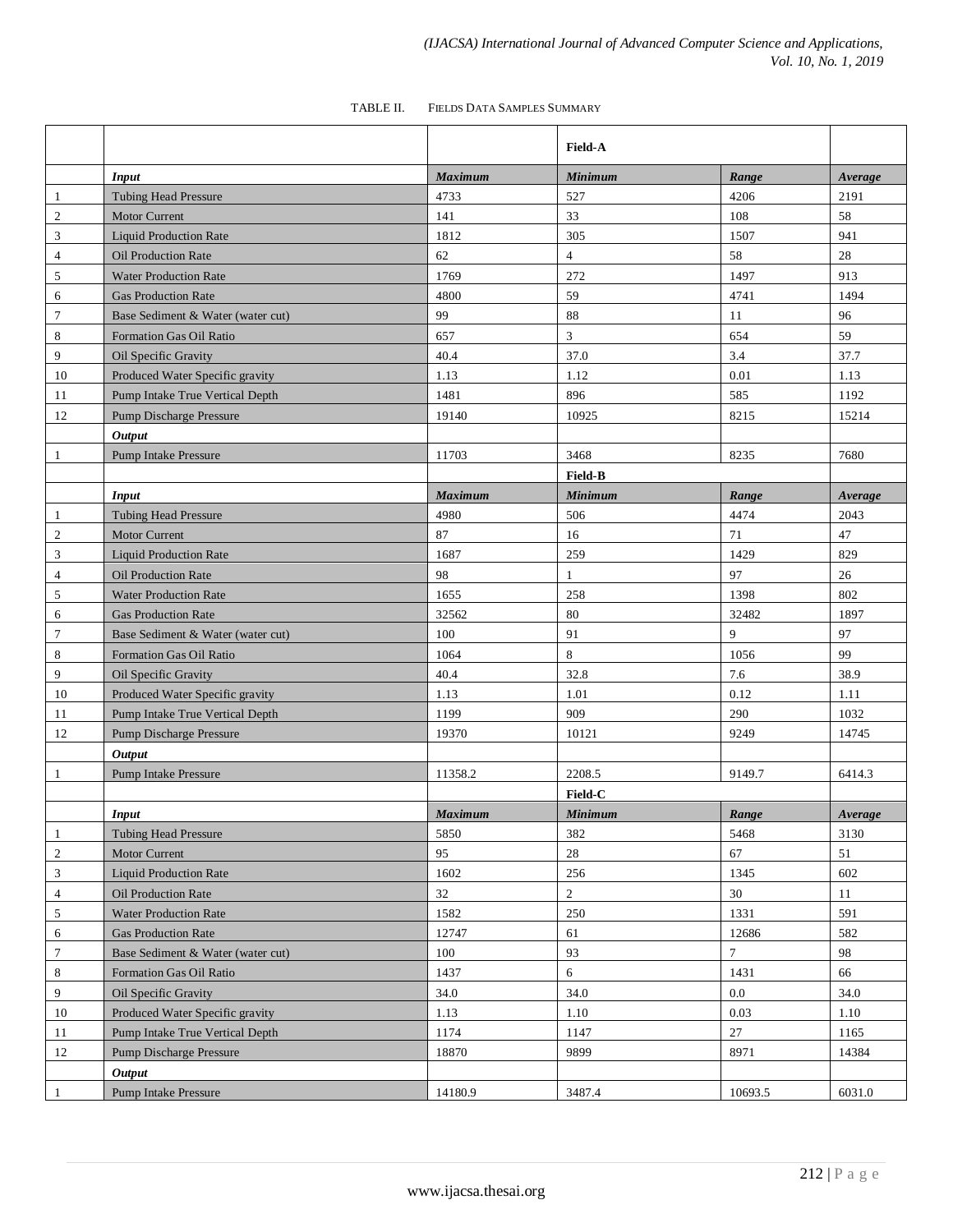TABLE II. FIELDS DATA SAMPLES SUMMARY

| | | | Field-A | | |
|---|---|---|---|---|---|
| | ***Input*** | ***Maximum*** | ***Minimum*** | ***Range*** | ***Average*** |
| 1 | Tubing Head Pressure | 4733 | 527 | 4206 | 2191 |
| 2 | Motor Current | 141 | 33 | 108 | 58 |
| 3 | Liquid Production Rate | 1812 | 305 | 1507 | 941 |
| 4 | Oil Production Rate | 62 | 4 | 58 | 28 |
| 5 | Water Production Rate | 1769 | 272 | 1497 | 913 |
| 6 | Gas Production Rate | 4800 | 59 | 4741 | 1494 |
| 7 | Base Sediment & Water (water cut) | 99 | 88 | 11 | 96 |
| 8 | Formation Gas Oil Ratio | 657 | 3 | 654 | 59 |
| 9 | Oil Specific Gravity | 40.4 | 37.0 | 3.4 | 37.7 |
| 10 | Produced Water Specific gravity | 1.13 | 1.12 | 0.01 | 1.13 |
| 11 | Pump Intake True Vertical Depth | 1481 | 896 | 585 | 1192 |
| 12 | Pump Discharge Pressure | 19140 | 10925 | 8215 | 15214 |
| | ***Output*** | | | | |
| 1 | Pump Intake Pressure | 11703 | 3468 | 8235 | 7680 |
| | | | **Field-B** | | |
| | ***Input*** | ***Maximum*** | ***Minimum*** | ***Range*** | ***Average*** |
| 1 | Tubing Head Pressure | 4980 | 506 | 4474 | 2043 |
| 2 | Motor Current | 87 | 16 | 71 | 47 |
| 3 | Liquid Production Rate | 1687 | 259 | 1429 | 829 |
| 4 | Oil Production Rate | 98 | 1 | 97 | 26 |
| 5 | Water Production Rate | 1655 | 258 | 1398 | 802 |
| 6 | Gas Production Rate | 32562 | 80 | 32482 | 1897 |
| 7 | Base Sediment & Water (water cut) | 100 | 91 | 9 | 97 |
| 8 | Formation Gas Oil Ratio | 1064 | 8 | 1056 | 99 |
| 9 | Oil Specific Gravity | 40.4 | 32.8 | 7.6 | 38.9 |
| 10 | Produced Water Specific gravity | 1.13 | 1.01 | 0.12 | 1.11 |
| 11 | Pump Intake True Vertical Depth | 1199 | 909 | 290 | 1032 |
| 12 | Pump Discharge Pressure | 19370 | 10121 | 9249 | 14745 |
| | ***Output*** | | | | |
| 1 | Pump Intake Pressure | 11358.2 | 2208.5 | 9149.7 | 6414.3 |
| | | | **Field-C** | | |
| | ***Input*** | ***Maximum*** | ***Minimum*** | ***Range*** | ***Average*** |
| 1 | Tubing Head Pressure | 5850 | 382 | 5468 | 3130 |
| 2 | Motor Current | 95 | 28 | 67 | 51 |
| 3 | Liquid Production Rate | 1602 | 256 | 1345 | 602 |
| 4 | Oil Production Rate | 32 | 2 | 30 | 11 |
| 5 | Water Production Rate | 1582 | 250 | 1331 | 591 |
| 6 | Gas Production Rate | 12747 | 61 | 12686 | 582 |
| 7 | Base Sediment & Water (water cut) | 100 | 93 | 7 | 98 |
| 8 | Formation Gas Oil Ratio | 1437 | 6 | 1431 | 66 |
| 9 | Oil Specific Gravity | 34.0 | 34.0 | 0.0 | 34.0 |
| 10 | Produced Water Specific gravity | 1.13 | 1.10 | 0.03 | 1.10 |
| 11 | Pump Intake True Vertical Depth | 1174 | 1147 | 27 | 1165 |
| 12 | Pump Discharge Pressure | 18870 | 9899 | 8971 | 14384 |
| | ***Output*** | | | | |
| 1 | Pump Intake Pressure | 14180.9 | 3487.4 | 10693.5 | 6031.0 |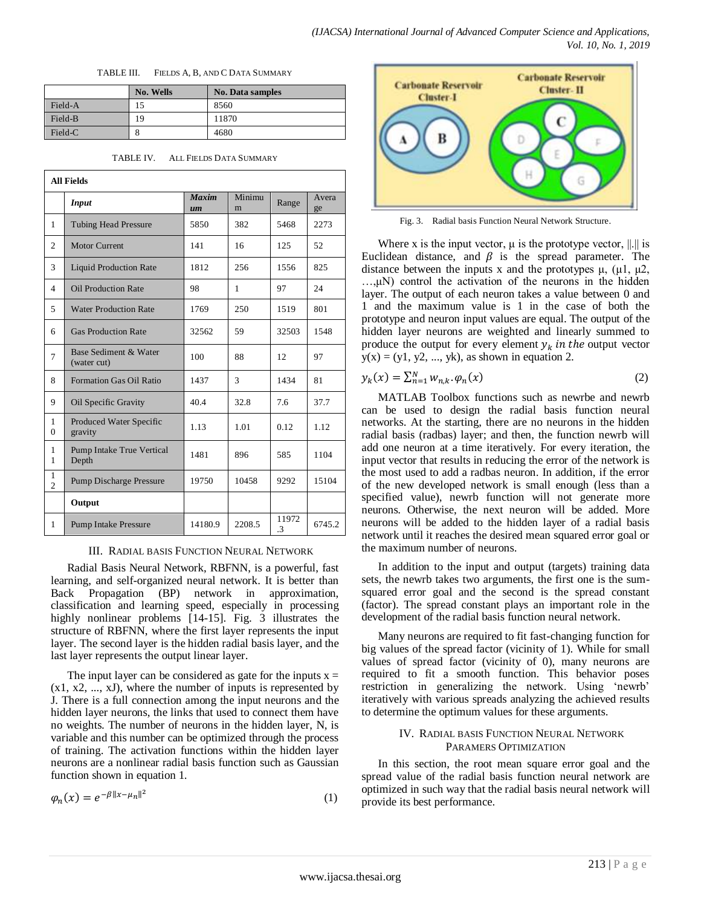TABLE III. FIELDS A, B, AND C DATA SUMMARY

| | No. Wells | No. Data samples |
|---|---|---|
| Field-A | 15 | 8560 |
| Field-B | 19 | 11870 |
| Field-C | 8 | 4680 |

TABLE IV. ALL FIELDS DATA SUMMARY

| All Fields | | | | | |
|---|---|---|---|---|---|
| | ***Input*** | ***Maximum*** | Minimum | Range | Average |
| 1 | Tubing Head Pressure | 5850 | 382 | 5468 | 2273 |
| 2 | Motor Current | 141 | 16 | 125 | 52 |
| 3 | Liquid Production Rate | 1812 | 256 | 1556 | 825 |
| 4 | Oil Production Rate | 98 | 1 | 97 | 24 |
| 5 | Water Production Rate | 1769 | 250 | 1519 | 801 |
| 6 | Gas Production Rate | 32562 | 59 | 32503 | 1548 |
| 7 | Base Sediment & Water (water cut) | 100 | 88 | 12 | 97 |
| 8 | Formation Gas Oil Ratio | 1437 | 3 | 1434 | 81 |
| 9 | Oil Specific Gravity | 40.4 | 32.8 | 7.6 | 37.7 |
| 10 | Produced Water Specific gravity | 1.13 | 1.01 | 0.12 | 1.12 |
| 11 | Pump Intake True Vertical Depth | 1481 | 896 | 585 | 1104 |
| 12 | Pump Discharge Pressure | 19750 | 10458 | 9292 | 15104 |
| | **Output** | | | | |
| 1 | Pump Intake Pressure | 14180.9 | 2208.5 | 11972.3 | 6745.2 |

## III. RADIAL BASIS FUNCTION NEURAL NETWORK

Radial Basis Neural Network, RBFNN, is a powerful, fast learning, and self-organized neural network. It is better than Back Propagation (BP) network in approximation, classification and learning speed, especially in processing highly nonlinear problems [14-15]. Fig. 3 illustrates the structure of RBFNN, where the first layer represents the input layer. The second layer is the hidden radial basis layer, and the last layer represents the output linear layer.

The input layer can be considered as gate for the inputs x = (x1, x2, ..., xJ), where the number of inputs is represented by J. There is a full connection among the input neurons and the hidden layer neurons, the links that used to connect them have no weights. The number of neurons in the hidden layer, N, is variable and this number can be optimized through the process of training. The activation functions within the hidden layer neurons are a nonlinear radial basis function such as Gaussian function shown in equation 1.

$$\varphi_n(x) = e^{-\beta\|x-\mu_n\|^2} \tag{1}$$

Fig. 3. Radial basis Function Neural Network Structure.

Where x is the input vector, μ is the prototype vector, ||.|| is Euclidean distance, and $\beta$ is the spread parameter. The distance between the inputs x and the prototypes μ, (μ1, μ2, …,μN) control the activation of the neurons in the hidden layer. The output of each neuron takes a value between 0 and 1 and the maximum value is 1 in the case of both the prototype and neuron input values are equal. The output of the hidden layer neurons are weighted and linearly summed to produce the output for every element $y_k$ *in the* output vector y(x) = (y1, y2, ..., yk), as shown in equation 2.

$$y_k(x) = \sum_{n=1}^{N} w_{n,k} . \varphi_n(x) \tag{2}$$

MATLAB Toolbox functions such as newrbe and newrb can be used to design the radial basis function neural networks. At the starting, there are no neurons in the hidden radial basis (radbas) layer; and then, the function newrb will add one neuron at a time iteratively. For every iteration, the input vector that results in reducing the error of the network is the most used to add a radbas neuron. In addition, if the error of the new developed network is small enough (less than a specified value), newrb function will not generate more neurons. Otherwise, the next neuron will be added. More neurons will be added to the hidden layer of a radial basis network until it reaches the desired mean squared error goal or the maximum number of neurons.

In addition to the input and output (targets) training data sets, the newrb takes two arguments, the first one is the sum-squared error goal and the second is the spread constant (factor). The spread constant plays an important role in the development of the radial basis function neural network.

Many neurons are required to fit fast-changing function for big values of the spread factor (vicinity of 1). While for small values of spread factor (vicinity of 0), many neurons are required to fit a smooth function. This behavior poses restriction in generalizing the network. Using 'newrb' iteratively with various spreads analyzing the achieved results to determine the optimum values for these arguments.

## IV. RADIAL BASIS FUNCTION NEURAL NETWORK PARAMERS OPTIMIZATION

In this section, the root mean square error goal and the spread value of the radial basis function neural network are optimized in such way that the radial basis neural network will provide its best performance.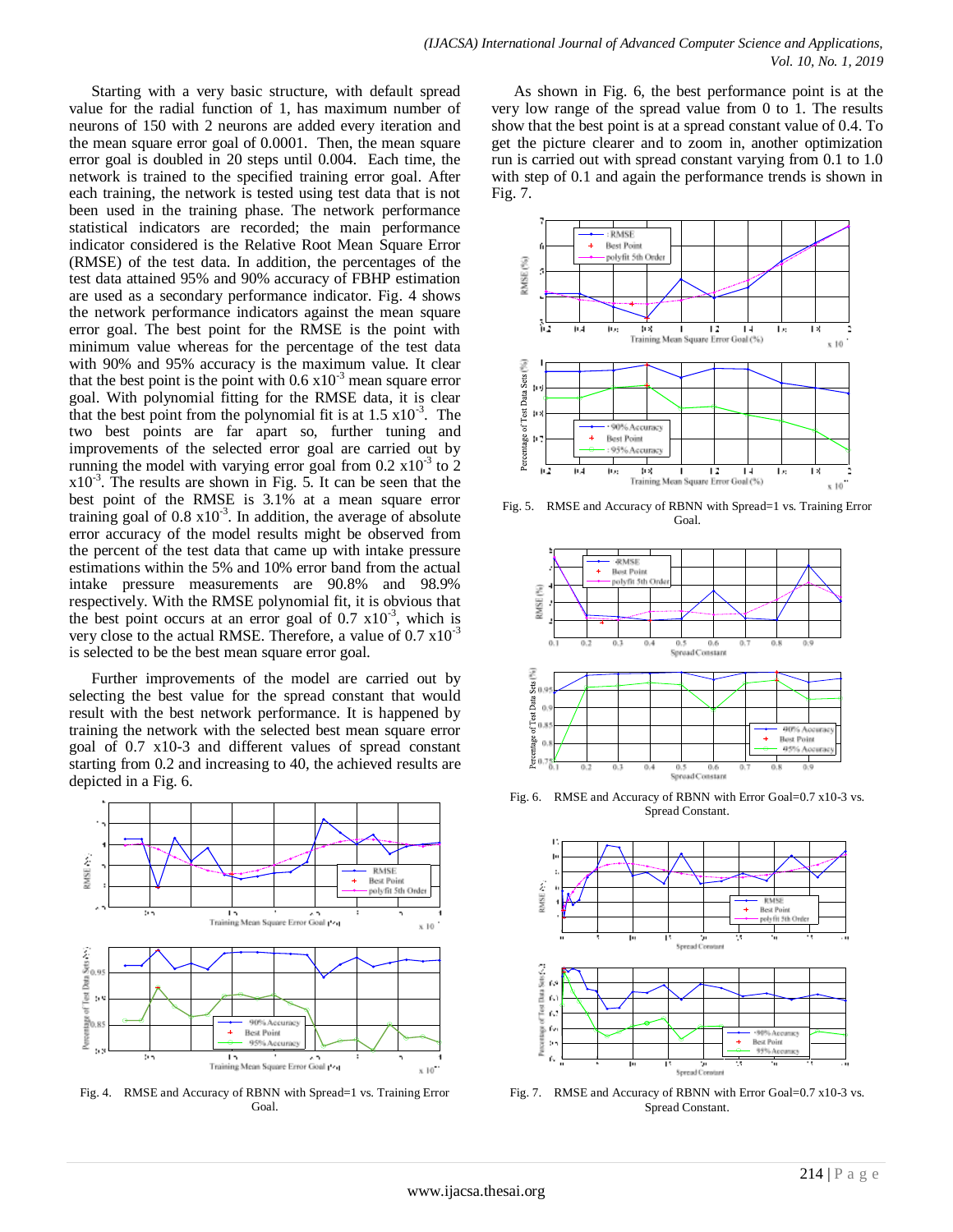Starting with a very basic structure, with default spread value for the radial function of 1, has maximum number of neurons of 150 with 2 neurons are added every iteration and the mean square error goal of 0.0001. Then, the mean square error goal is doubled in 20 steps until 0.004. Each time, the network is trained to the specified training error goal. After each training, the network is tested using test data that is not been used in the training phase. The network performance statistical indicators are recorded; the main performance indicator considered is the Relative Root Mean Square Error (RMSE) of the test data. In addition, the percentages of the test data attained 95% and 90% accuracy of FBHP estimation are used as a secondary performance indicator. Fig. 4 shows the network performance indicators against the mean square error goal. The best point for the RMSE is the point with minimum value whereas for the percentage of the test data with 90% and 95% accuracy is the maximum value. It clear that the best point is the point with 0.6 $x10^{-3}$ mean square error goal. With polynomial fitting for the RMSE data, it is clear that the best point from the polynomial fit is at 1.5 $x10^{-3}$. The two best points are far apart so, further tuning and improvements of the selected error goal are carried out by running the model with varying error goal from 0.2 $x10^{-3}$ to 2 $x10^{-3}$. The results are shown in Fig. 5. It can be seen that the best point of the RMSE is 3.1% at a mean square error training goal of 0.8 $x10^{-3}$. In addition, the average of absolute error accuracy of the model results might be observed from the percent of the test data that came up with intake pressure estimations within the 5% and 10% error band from the actual intake pressure measurements are 90.8% and 98.9% respectively. With the RMSE polynomial fit, it is obvious that the best point occurs at an error goal of 0.7 $x10^{-3}$, which is very close to the actual RMSE. Therefore, a value of 0.7 $x10^{-3}$ is selected to be the best mean square error goal.

Further improvements of the model are carried out by selecting the best value for the spread constant that would result with the best network performance. It is happened by training the network with the selected best mean square error goal of 0.7 x10-3 and different values of spread constant starting from 0.2 and increasing to 40, the achieved results are depicted in a Fig. 6.

Fig. 4. RMSE and Accuracy of RBNN with Spread=1 vs. Training Error Goal.

As shown in Fig. 6, the best performance point is at the very low range of the spread value from 0 to 1. The results show that the best point is at a spread constant value of 0.4. To get the picture clearer and to zoom in, another optimization run is carried out with spread constant varying from 0.1 to 1.0 with step of 0.1 and again the performance trends is shown in Fig. 7.

Fig. 5. RMSE and Accuracy of RBNN with Spread=1 vs. Training Error Goal.

Fig. 6. RMSE and Accuracy of RBNN with Error Goal=0.7 x10-3 vs. Spread Constant.

Fig. 7. RMSE and Accuracy of RBNN with Error Goal=0.7 x10-3 vs. Spread Constant.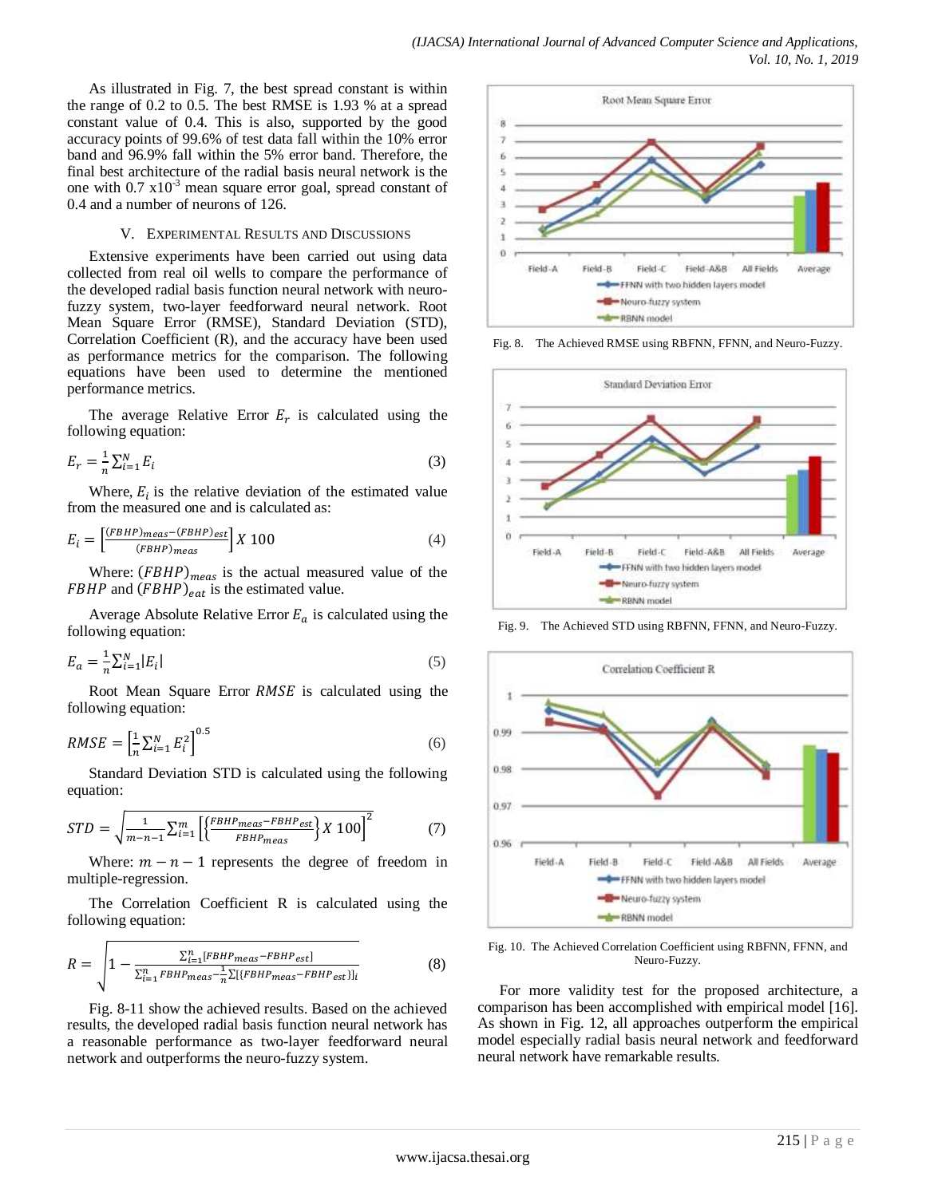As illustrated in Fig. 7, the best spread constant is within the range of 0.2 to 0.5. The best RMSE is 1.93 % at a spread constant value of 0.4. This is also, supported by the good accuracy points of 99.6% of test data fall within the 10% error band and 96.9% fall within the 5% error band. Therefore, the final best architecture of the radial basis neural network is the one with 0.7 x10$^{-3}$ mean square error goal, spread constant of 0.4 and a number of neurons of 126.

## V. Experimental Results and Discussions

Extensive experiments have been carried out using data collected from real oil wells to compare the performance of the developed radial basis function neural network with neuro-fuzzy system, two-layer feedforward neural network. Root Mean Square Error (RMSE), Standard Deviation (STD), Correlation Coefficient (R), and the accuracy have been used as performance metrics for the comparison. The following equations have been used to determine the mentioned performance metrics.

The average Relative Error $E_r$ is calculated using the following equation:

$$E_r = \frac{1}{n}\sum_{i=1}^{N} E_i \tag{3}$$

Where, $E_i$ is the relative deviation of the estimated value from the measured one and is calculated as:

$$E_i = \left[\frac{(FBHP)_{meas} - (FBHP)_{est}}{(FBHP)_{meas}}\right] X\ 100 \tag{4}$$

Where: $(FBHP)_{meas}$ is the actual measured value of the $FBHP$ and $(FBHP)_{eat}$ is the estimated value.

Average Absolute Relative Error $E_a$ is calculated using the following equation:

$$E_a = \frac{1}{n}\sum_{i=1}^{N} |E_i| \tag{5}$$

Root Mean Square Error $RMSE$ is calculated using the following equation:

$$RMSE = \left[\frac{1}{n}\sum_{i=1}^{N} E_i^2\right]^{0.5} \tag{6}$$

Standard Deviation STD is calculated using the following equation:

$$STD = \sqrt{\frac{1}{m-n-1}\sum_{i=1}^{m}\left[\left\{\frac{FBHP_{meas} - FBHP_{est}}{FBHP_{meas}}\right\} X\ 100\right]^2} \tag{7}$$

Where: $m - n - 1$ represents the degree of freedom in multiple-regression.

The Correlation Coefficient R is calculated using the following equation:

$$R = \sqrt{1 - \frac{\sum_{i=1}^{n}[FBHP_{meas} - FBHP_{est}]}{\sum_{i=1}^{n} FBHP_{meas} - \frac{1}{n}\sum[(FBHP_{meas} - FBHP_{est})]_i}} \tag{8}$$

Fig. 8-11 show the achieved results. Based on the achieved results, the developed radial basis function neural network has a reasonable performance as two-layer feedforward neural network and outperforms the neuro-fuzzy system.

Fig. 8. The Achieved RMSE using RBFNN, FFNN, and Neuro-Fuzzy.

Fig. 9. The Achieved STD using RBFNN, FFNN, and Neuro-Fuzzy.

Fig. 10. The Achieved Correlation Coefficient using RBFNN, FFNN, and Neuro-Fuzzy.

For more validity test for the proposed architecture, a comparison has been accomplished with empirical model [16]. As shown in Fig. 12, all approaches outperform the empirical model especially radial basis neural network and feedforward neural network have remarkable results.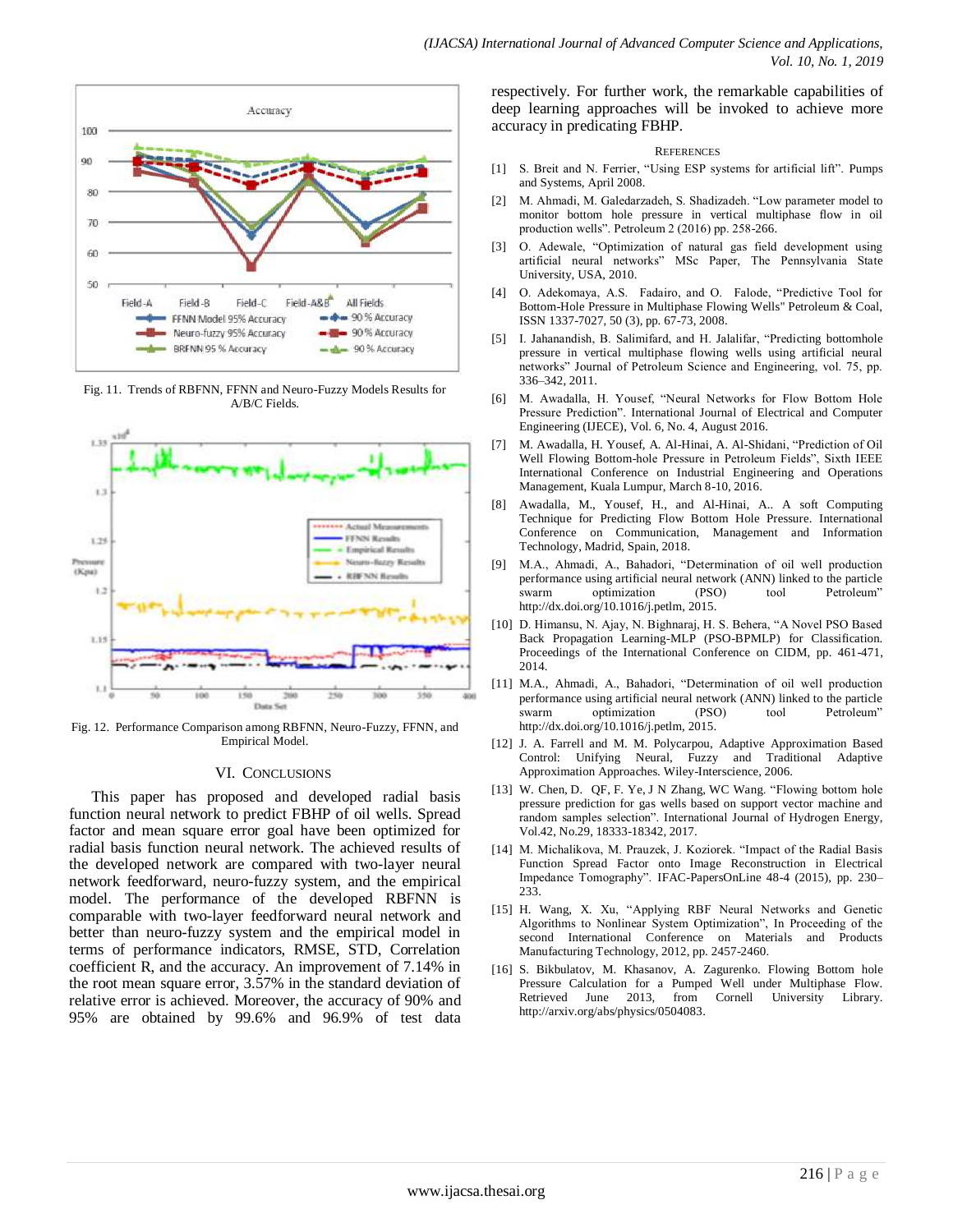Accuracy

100

90

80

70

60

50

Field-A Field-B Field-C Field-A&B All Fields

FFNN Model 95% Accuracy

90 % Accuracy

Neuro-fuzzy 95% Accuracy

90 % Accuracy

BRFNN 95 % Accuracy

90 % Accuracy

Fig. 11. Trends of RBFNN, FFNN and Neuro-Fuzzy Models Results for A/B/C Fields.

x10^4

1.35

1.3

1.25

1.2

1.15

1.1

Pressure (Kpa)

0 50 100 150 200 250 300 350 400

Data Set

Actual Measurements

FFNN Results

Empirical Results

Neuro-fuzzy Results

RBFNN Results

Fig. 12. Performance Comparison among RBFNN, Neuro-Fuzzy, FFNN, and Empirical Model.

## VI. Conclusions

This paper has proposed and developed radial basis function neural network to predict FBHP of oil wells. Spread factor and mean square error goal have been optimized for radial basis function neural network. The achieved results of the developed network are compared with two-layer neural network feedforward, neuro-fuzzy system, and the empirical model. The performance of the developed RBFNN is comparable with two-layer feedforward neural network and better than neuro-fuzzy system and the empirical model in terms of performance indicators, RMSE, STD, Correlation coefficient R, and the accuracy. An improvement of 7.14% in the root mean square error, 3.57% in the standard deviation of relative error is achieved. Moreover, the accuracy of 90% and 95% are obtained by 99.6% and 96.9% of test data respectively. For further work, the remarkable capabilities of deep learning approaches will be invoked to achieve more accuracy in predicating FBHP.

## References

[1] S. Breit and N. Ferrier, "Using ESP systems for artificial lift". Pumps and Systems, April 2008.

[2] M. Ahmadi, M. Galedarzadeh, S. Shadizadeh. "Low parameter model to monitor bottom hole pressure in vertical multiphase flow in oil production wells". Petroleum 2 (2016) pp. 258-266.

[3] O. Adewale, "Optimization of natural gas field development using artificial neural networks" MSc Paper, The Pennsylvania State University, USA, 2010.

[4] O. Adekomaya, A.S. Fadairo, and O. Falode, "Predictive Tool for Bottom-Hole Pressure in Multiphase Flowing Wells" Petroleum & Coal, ISSN 1337-7027, 50 (3), pp. 67-73, 2008.

[5] I. Jahanandish, B. Salimifard, and H. Jalalifar, "Predicting bottomhole pressure in vertical multiphase flowing wells using artificial neural networks" Journal of Petroleum Science and Engineering, vol. 75, pp. 336–342, 2011.

[6] M. Awadalla, H. Yousef, "Neural Networks for Flow Bottom Hole Pressure Prediction". International Journal of Electrical and Computer Engineering (IJECE), Vol. 6, No. 4, August 2016.

[7] M. Awadalla, H. Yousef, A. Al-Hinai, A. Al-Shidani, "Prediction of Oil Well Flowing Bottom-hole Pressure in Petroleum Fields", Sixth IEEE International Conference on Industrial Engineering and Operations Management, Kuala Lumpur, March 8-10, 2016.

[8] Awadalla, M., Yousef, H., and Al-Hinai, A.. A soft Computing Technique for Predicting Flow Bottom Hole Pressure. International Conference on Communication, Management and Information Technology, Madrid, Spain, 2018.

[9] M.A., Ahmadi, A., Bahadori, "Determination of oil well production performance using artificial neural network (ANN) linked to the particle swarm optimization (PSO) tool Petroleum" http://dx.doi.org/10.1016/j.petlm, 2015.

[10] D. Himansu, N. Ajay, N. Bighnaraj, H. S. Behera, "A Novel PSO Based Back Propagation Learning-MLP (PSO-BPMLP) for Classification. Proceedings of the International Conference on CIDM, pp. 461-471, 2014.

[11] M.A., Ahmadi, A., Bahadori, "Determination of oil well production performance using artificial neural network (ANN) linked to the particle swarm optimization (PSO) tool Petroleum" http://dx.doi.org/10.1016/j.petlm, 2015.

[12] J. A. Farrell and M. M. Polycarpou, Adaptive Approximation Based Control: Unifying Neural, Fuzzy and Traditional Adaptive Approximation Approaches. Wiley-Interscience, 2006.

[13] W. Chen, D. QF, F. Ye, J N Zhang, WC Wang. "Flowing bottom hole pressure prediction for gas wells based on support vector machine and random samples selection". International Journal of Hydrogen Energy, Vol.42, No.29, 18333-18342, 2017.

[14] M. Michalikova, M. Prauzek, J. Koziorek. "Impact of the Radial Basis Function Spread Factor onto Image Reconstruction in Electrical Impedance Tomography". IFAC-PapersOnLine 48-4 (2015), pp. 230–233.

[15] H. Wang, X. Xu, "Applying RBF Neural Networks and Genetic Algorithms to Nonlinear System Optimization", In Proceeding of the second International Conference on Materials and Products Manufacturing Technology, 2012, pp. 2457-2460.

[16] S. Bikbulatov, M. Khasanov, A. Zagurenko. Flowing Bottom hole Pressure Calculation for a Pumped Well under Multiphase Flow. Retrieved June 2013, from Cornell University Library. http://arxiv.org/abs/physics/0504083.